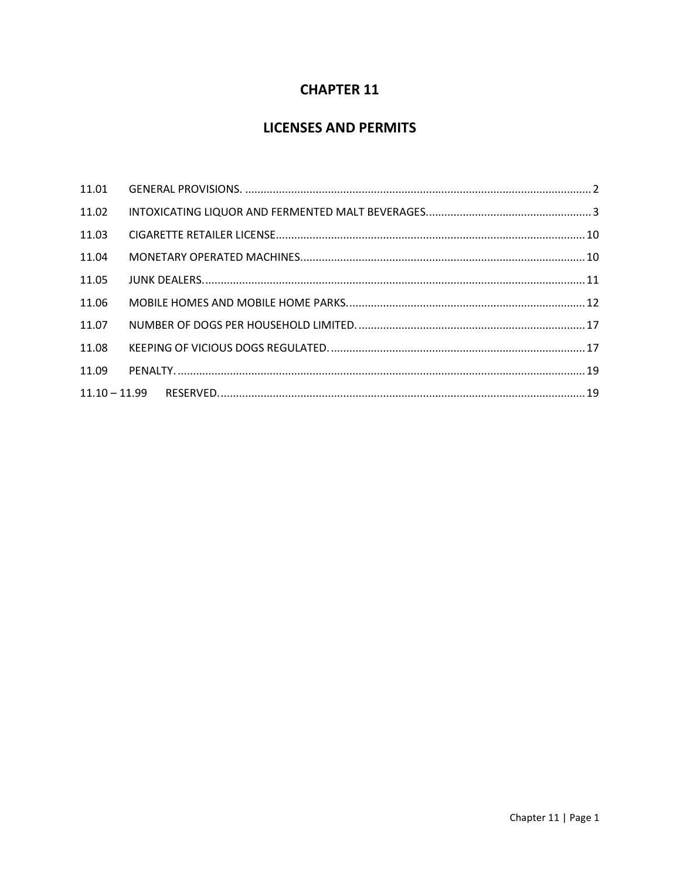# CHAPTER 11

# LICENSES AND PERMITS

| | | |
|---|---|---|
| 11.01 | GENERAL PROVISIONS. | 2 |
| 11.02 | INTOXICATING LIQUOR AND FERMENTED MALT BEVERAGES. | 3 |
| 11.03 | CIGARETTE RETAILER LICENSE | 10 |
| 11.04 | MONETARY OPERATED MACHINES. | 10 |
| 11.05 | JUNK DEALERS. | 11 |
| 11.06 | MOBILE HOMES AND MOBILE HOME PARKS. | 12 |
| 11.07 | NUMBER OF DOGS PER HOUSEHOLD LIMITED. | 17 |
| 11.08 | KEEPING OF VICIOUS DOGS REGULATED. | 17 |
| 11.09 | PENALTY. | 19 |
| 11.10 – 11.99 | RESERVED. | 19 |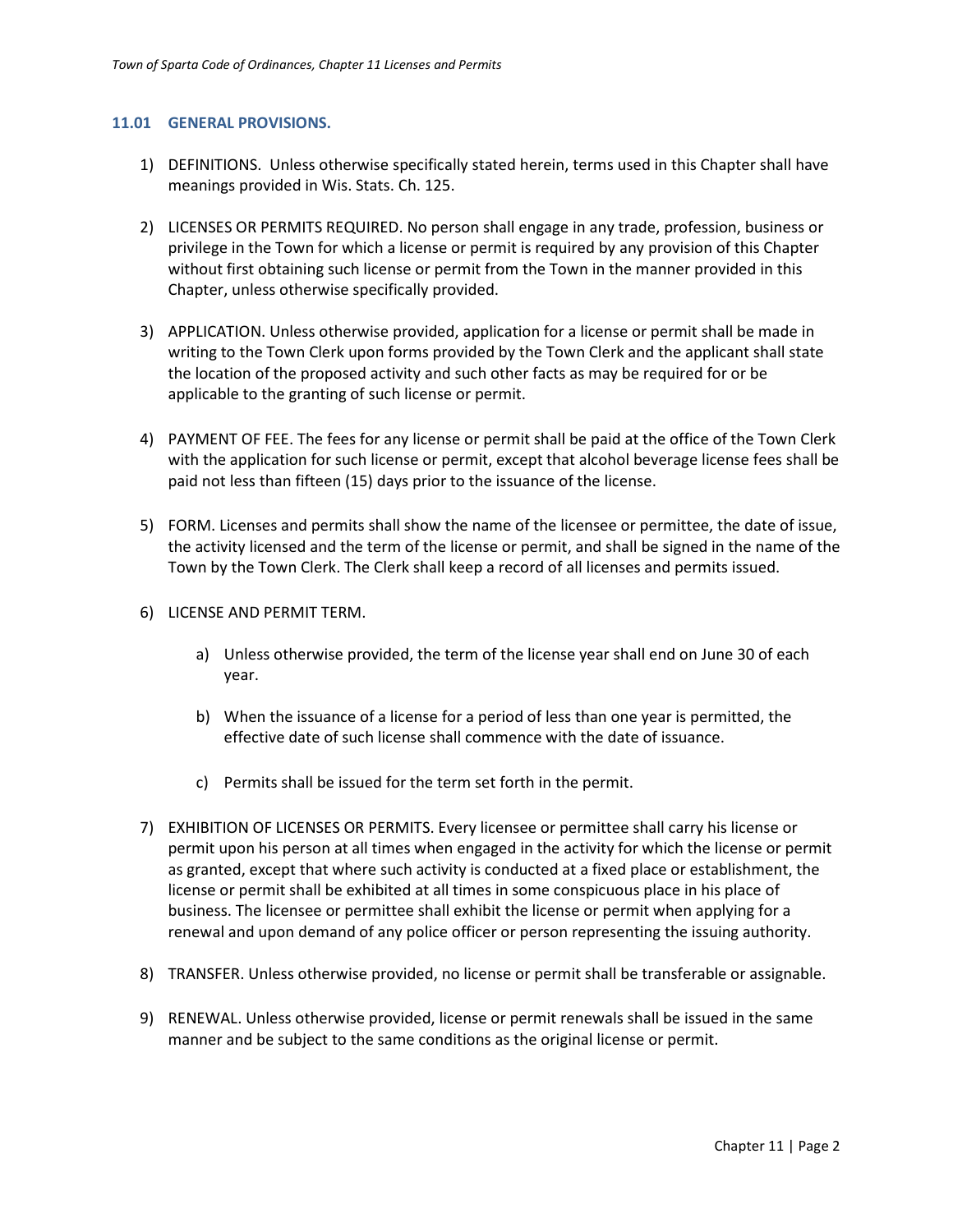## 11.01 GENERAL PROVISIONS.

1) DEFINITIONS. Unless otherwise specifically stated herein, terms used in this Chapter shall have meanings provided in Wis. Stats. Ch. 125.

2) LICENSES OR PERMITS REQUIRED. No person shall engage in any trade, profession, business or privilege in the Town for which a license or permit is required by any provision of this Chapter without first obtaining such license or permit from the Town in the manner provided in this Chapter, unless otherwise specifically provided.

3) APPLICATION. Unless otherwise provided, application for a license or permit shall be made in writing to the Town Clerk upon forms provided by the Town Clerk and the applicant shall state the location of the proposed activity and such other facts as may be required for or be applicable to the granting of such license or permit.

4) PAYMENT OF FEE. The fees for any license or permit shall be paid at the office of the Town Clerk with the application for such license or permit, except that alcohol beverage license fees shall be paid not less than fifteen (15) days prior to the issuance of the license.

5) FORM. Licenses and permits shall show the name of the licensee or permittee, the date of issue, the activity licensed and the term of the license or permit, and shall be signed in the name of the Town by the Town Clerk. The Clerk shall keep a record of all licenses and permits issued.

6) LICENSE AND PERMIT TERM.

   a) Unless otherwise provided, the term of the license year shall end on June 30 of each year.

   b) When the issuance of a license for a period of less than one year is permitted, the effective date of such license shall commence with the date of issuance.

   c) Permits shall be issued for the term set forth in the permit.

7) EXHIBITION OF LICENSES OR PERMITS. Every licensee or permittee shall carry his license or permit upon his person at all times when engaged in the activity for which the license or permit as granted, except that where such activity is conducted at a fixed place or establishment, the license or permit shall be exhibited at all times in some conspicuous place in his place of business. The licensee or permittee shall exhibit the license or permit when applying for a renewal and upon demand of any police officer or person representing the issuing authority.

8) TRANSFER. Unless otherwise provided, no license or permit shall be transferable or assignable.

9) RENEWAL. Unless otherwise provided, license or permit renewals shall be issued in the same manner and be subject to the same conditions as the original license or permit.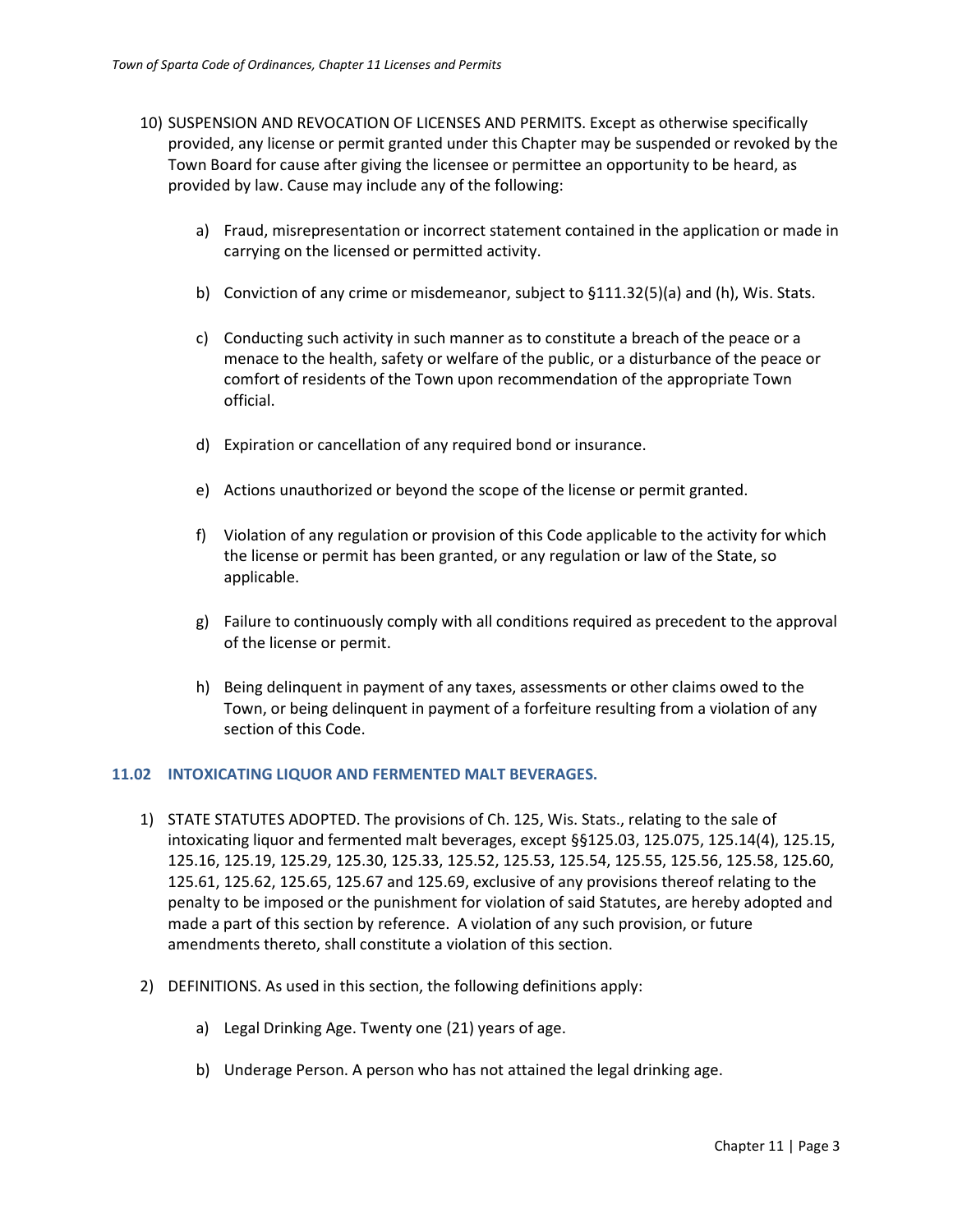10) SUSPENSION AND REVOCATION OF LICENSES AND PERMITS. Except as otherwise specifically provided, any license or permit granted under this Chapter may be suspended or revoked by the Town Board for cause after giving the licensee or permittee an opportunity to be heard, as provided by law. Cause may include any of the following:

    a) Fraud, misrepresentation or incorrect statement contained in the application or made in carrying on the licensed or permitted activity.

    b) Conviction of any crime or misdemeanor, subject to §111.32(5)(a) and (h), Wis. Stats.

    c) Conducting such activity in such manner as to constitute a breach of the peace or a menace to the health, safety or welfare of the public, or a disturbance of the peace or comfort of residents of the Town upon recommendation of the appropriate Town official.

    d) Expiration or cancellation of any required bond or insurance.

    e) Actions unauthorized or beyond the scope of the license or permit granted.

    f) Violation of any regulation or provision of this Code applicable to the activity for which the license or permit has been granted, or any regulation or law of the State, so applicable.

    g) Failure to continuously comply with all conditions required as precedent to the approval of the license or permit.

    h) Being delinquent in payment of any taxes, assessments or other claims owed to the Town, or being delinquent in payment of a forfeiture resulting from a violation of any section of this Code.

### 11.02 INTOXICATING LIQUOR AND FERMENTED MALT BEVERAGES.

1) STATE STATUTES ADOPTED. The provisions of Ch. 125, Wis. Stats., relating to the sale of intoxicating liquor and fermented malt beverages, except §§125.03, 125.075, 125.14(4), 125.15, 125.16, 125.19, 125.29, 125.30, 125.33, 125.52, 125.53, 125.54, 125.55, 125.56, 125.58, 125.60, 125.61, 125.62, 125.65, 125.67 and 125.69, exclusive of any provisions thereof relating to the penalty to be imposed or the punishment for violation of said Statutes, are hereby adopted and made a part of this section by reference. A violation of any such provision, or future amendments thereto, shall constitute a violation of this section.

2) DEFINITIONS. As used in this section, the following definitions apply:

    a) Legal Drinking Age. Twenty one (21) years of age.

    b) Underage Person. A person who has not attained the legal drinking age.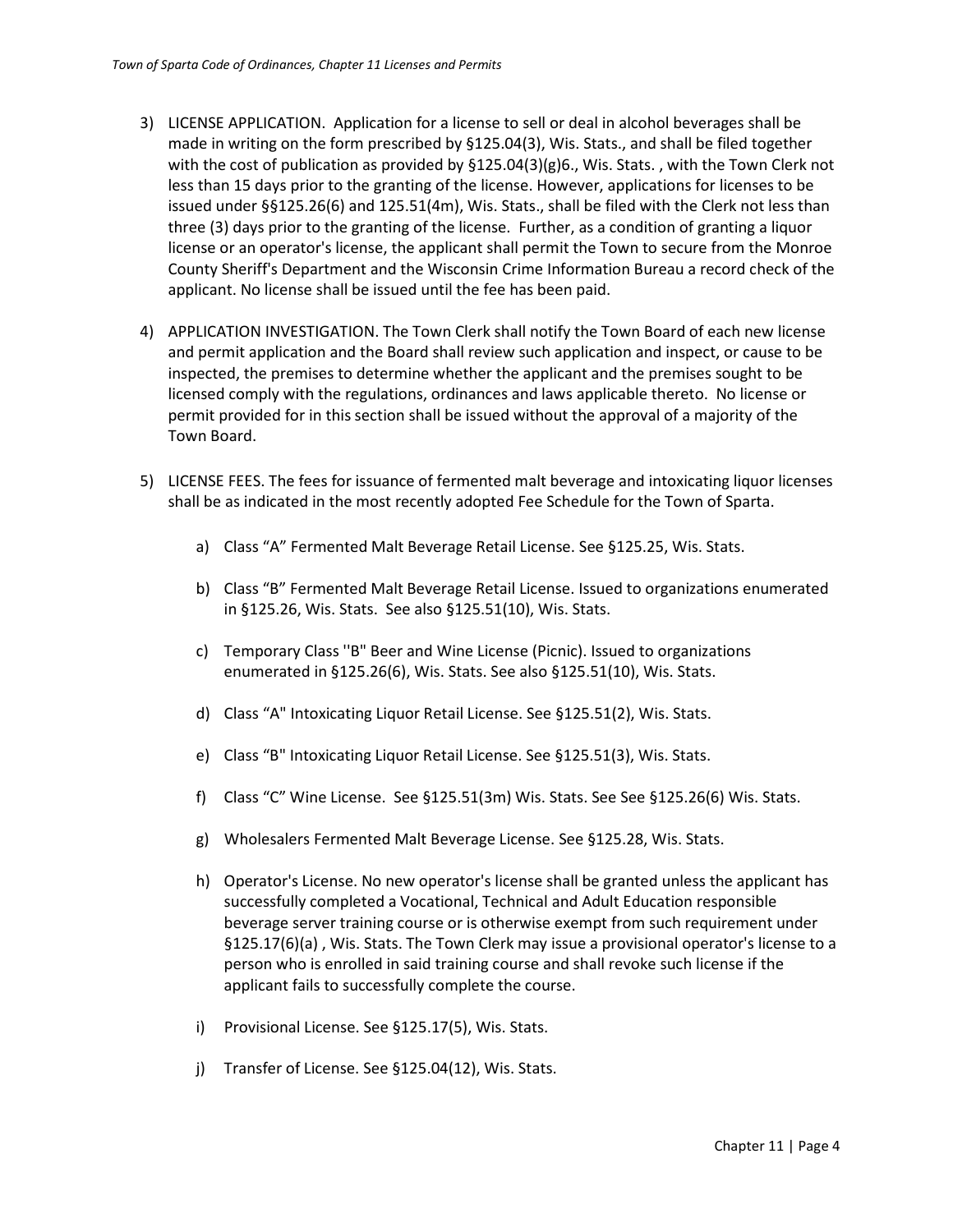3) LICENSE APPLICATION. Application for a license to sell or deal in alcohol beverages shall be made in writing on the form prescribed by §125.04(3), Wis. Stats., and shall be filed together with the cost of publication as provided by §125.04(3)(g)6., Wis. Stats. , with the Town Clerk not less than 15 days prior to the granting of the license. However, applications for licenses to be issued under §§125.26(6) and 125.51(4m), Wis. Stats., shall be filed with the Clerk not less than three (3) days prior to the granting of the license. Further, as a condition of granting a liquor license or an operator's license, the applicant shall permit the Town to secure from the Monroe County Sheriff's Department and the Wisconsin Crime Information Bureau a record check of the applicant. No license shall be issued until the fee has been paid.

4) APPLICATION INVESTIGATION. The Town Clerk shall notify the Town Board of each new license and permit application and the Board shall review such application and inspect, or cause to be inspected, the premises to determine whether the applicant and the premises sought to be licensed comply with the regulations, ordinances and laws applicable thereto. No license or permit provided for in this section shall be issued without the approval of a majority of the Town Board.

5) LICENSE FEES. The fees for issuance of fermented malt beverage and intoxicating liquor licenses shall be as indicated in the most recently adopted Fee Schedule for the Town of Sparta.

   a) Class "A" Fermented Malt Beverage Retail License. See §125.25, Wis. Stats.

   b) Class "B" Fermented Malt Beverage Retail License. Issued to organizations enumerated in §125.26, Wis. Stats. See also §125.51(10), Wis. Stats.

   c) Temporary Class ''B" Beer and Wine License (Picnic). Issued to organizations enumerated in §125.26(6), Wis. Stats. See also §125.51(10), Wis. Stats.

   d) Class "A" Intoxicating Liquor Retail License. See §125.51(2), Wis. Stats.

   e) Class "B" Intoxicating Liquor Retail License. See §125.51(3), Wis. Stats.

   f) Class "C" Wine License. See §125.51(3m) Wis. Stats. See See §125.26(6) Wis. Stats.

   g) Wholesalers Fermented Malt Beverage License. See §125.28, Wis. Stats.

   h) Operator's License. No new operator's license shall be granted unless the applicant has successfully completed a Vocational, Technical and Adult Education responsible beverage server training course or is otherwise exempt from such requirement under §125.17(6)(a) , Wis. Stats. The Town Clerk may issue a provisional operator's license to a person who is enrolled in said training course and shall revoke such license if the applicant fails to successfully complete the course.

   i) Provisional License. See §125.17(5), Wis. Stats.

   j) Transfer of License. See §125.04(12), Wis. Stats.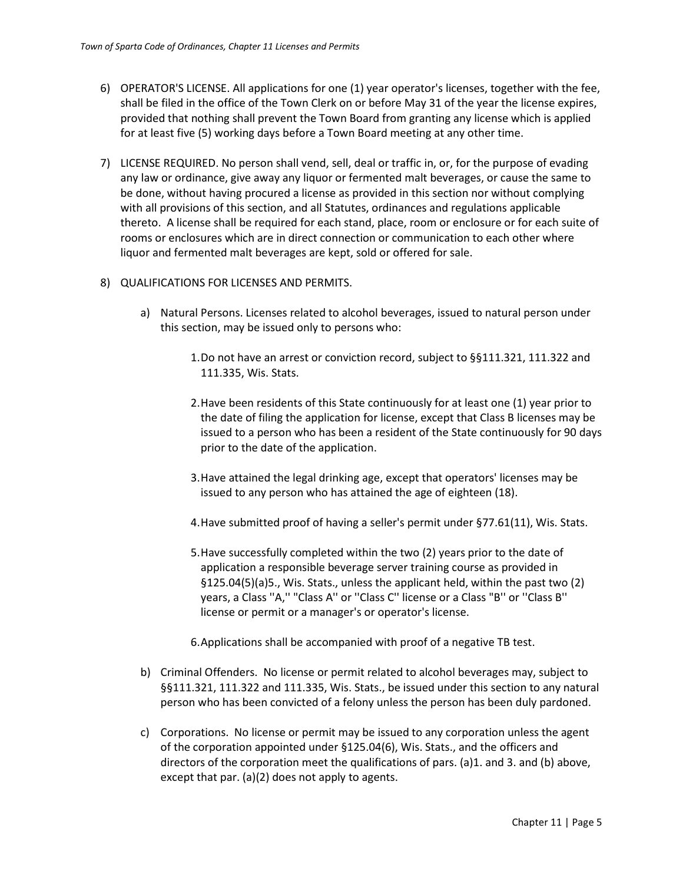6) OPERATOR'S LICENSE. All applications for one (1) year operator's licenses, together with the fee, shall be filed in the office of the Town Clerk on or before May 31 of the year the license expires, provided that nothing shall prevent the Town Board from granting any license which is applied for at least five (5) working days before a Town Board meeting at any other time.

7) LICENSE REQUIRED. No person shall vend, sell, deal or traffic in, or, for the purpose of evading any law or ordinance, give away any liquor or fermented malt beverages, or cause the same to be done, without having procured a license as provided in this section nor without complying with all provisions of this section, and all Statutes, ordinances and regulations applicable thereto. A license shall be required for each stand, place, room or enclosure or for each suite of rooms or enclosures which are in direct connection or communication to each other where liquor and fermented malt beverages are kept, sold or offered for sale.

8) QUALIFICATIONS FOR LICENSES AND PERMITS.

   a) Natural Persons. Licenses related to alcohol beverages, issued to natural person under this section, may be issued only to persons who:

      1. Do not have an arrest or conviction record, subject to §§111.321, 111.322 and 111.335, Wis. Stats.

      2. Have been residents of this State continuously for at least one (1) year prior to the date of filing the application for license, except that Class B licenses may be issued to a person who has been a resident of the State continuously for 90 days prior to the date of the application.

      3. Have attained the legal drinking age, except that operators' licenses may be issued to any person who has attained the age of eighteen (18).

      4. Have submitted proof of having a seller's permit under §77.61(11), Wis. Stats.

      5. Have successfully completed within the two (2) years prior to the date of application a responsible beverage server training course as provided in §125.04(5)(a)5., Wis. Stats., unless the applicant held, within the past two (2) years, a Class ''A,'' "Class A'' or ''Class C'' license or a Class "B'' or ''Class B'' license or permit or a manager's or operator's license.

      6. Applications shall be accompanied with proof of a negative TB test.

   b) Criminal Offenders. No license or permit related to alcohol beverages may, subject to §§111.321, 111.322 and 111.335, Wis. Stats., be issued under this section to any natural person who has been convicted of a felony unless the person has been duly pardoned.

   c) Corporations. No license or permit may be issued to any corporation unless the agent of the corporation appointed under §125.04(6), Wis. Stats., and the officers and directors of the corporation meet the qualifications of pars. (a)1. and 3. and (b) above, except that par. (a)(2) does not apply to agents.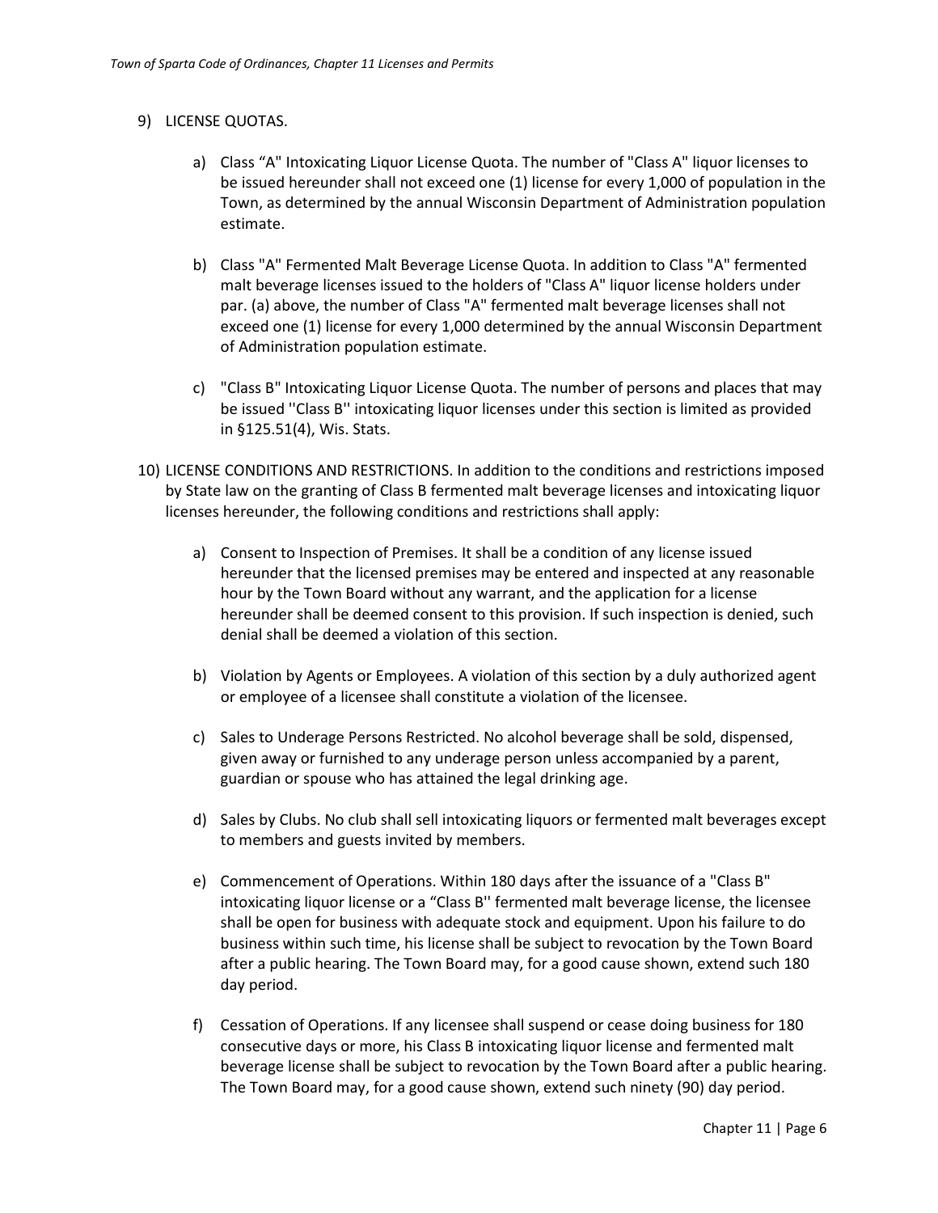9) LICENSE QUOTAS.

   a) Class “A" Intoxicating Liquor License Quota. The number of "Class A" liquor licenses to be issued hereunder shall not exceed one (1) license for every 1,000 of population in the Town, as determined by the annual Wisconsin Department of Administration population estimate.

   b) Class "A" Fermented Malt Beverage License Quota. In addition to Class "A" fermented malt beverage licenses issued to the holders of "Class A" liquor license holders under par. (a) above, the number of Class "A" fermented malt beverage licenses shall not exceed one (1) license for every 1,000 determined by the annual Wisconsin Department of Administration population estimate.

   c) "Class B" Intoxicating Liquor License Quota. The number of persons and places that may be issued ''Class B'' intoxicating liquor licenses under this section is limited as provided in §125.51(4), Wis. Stats.

10) LICENSE CONDITIONS AND RESTRICTIONS. In addition to the conditions and restrictions imposed by State law on the granting of Class B fermented malt beverage licenses and intoxicating liquor licenses hereunder, the following conditions and restrictions shall apply:

   a) Consent to Inspection of Premises. It shall be a condition of any license issued hereunder that the licensed premises may be entered and inspected at any reasonable hour by the Town Board without any warrant, and the application for a license hereunder shall be deemed consent to this provision. If such inspection is denied, such denial shall be deemed a violation of this section.

   b) Violation by Agents or Employees. A violation of this section by a duly authorized agent or employee of a licensee shall constitute a violation of the licensee.

   c) Sales to Underage Persons Restricted. No alcohol beverage shall be sold, dispensed, given away or furnished to any underage person unless accompanied by a parent, guardian or spouse who has attained the legal drinking age.

   d) Sales by Clubs. No club shall sell intoxicating liquors or fermented malt beverages except to members and guests invited by members.

   e) Commencement of Operations. Within 180 days after the issuance of a "Class B" intoxicating liquor license or a “Class B'' fermented malt beverage license, the licensee shall be open for business with adequate stock and equipment. Upon his failure to do business within such time, his license shall be subject to revocation by the Town Board after a public hearing. The Town Board may, for a good cause shown, extend such 180 day period.

   f) Cessation of Operations. If any licensee shall suspend or cease doing business for 180 consecutive days or more, his Class B intoxicating liquor license and fermented malt beverage license shall be subject to revocation by the Town Board after a public hearing. The Town Board may, for a good cause shown, extend such ninety (90) day period.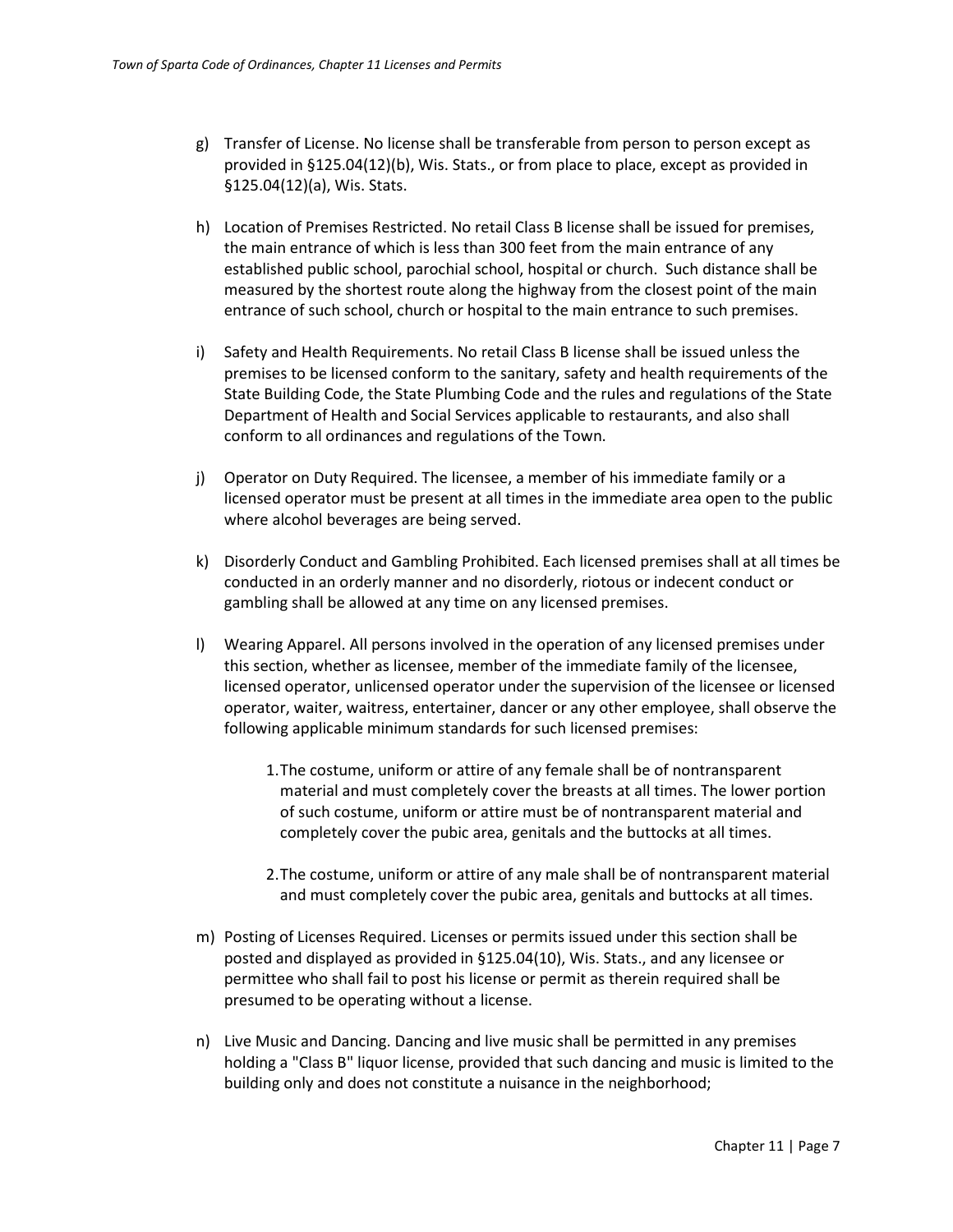g) Transfer of License. No license shall be transferable from person to person except as provided in §125.04(12)(b), Wis. Stats., or from place to place, except as provided in §125.04(12)(a), Wis. Stats.

h) Location of Premises Restricted. No retail Class B license shall be issued for premises, the main entrance of which is less than 300 feet from the main entrance of any established public school, parochial school, hospital or church. Such distance shall be measured by the shortest route along the highway from the closest point of the main entrance of such school, church or hospital to the main entrance to such premises.

i) Safety and Health Requirements. No retail Class B license shall be issued unless the premises to be licensed conform to the sanitary, safety and health requirements of the State Building Code, the State Plumbing Code and the rules and regulations of the State Department of Health and Social Services applicable to restaurants, and also shall conform to all ordinances and regulations of the Town.

j) Operator on Duty Required. The licensee, a member of his immediate family or a licensed operator must be present at all times in the immediate area open to the public where alcohol beverages are being served.

k) Disorderly Conduct and Gambling Prohibited. Each licensed premises shall at all times be conducted in an orderly manner and no disorderly, riotous or indecent conduct or gambling shall be allowed at any time on any licensed premises.

l) Wearing Apparel. All persons involved in the operation of any licensed premises under this section, whether as licensee, member of the immediate family of the licensee, licensed operator, unlicensed operator under the supervision of the licensee or licensed operator, waiter, waitress, entertainer, dancer or any other employee, shall observe the following applicable minimum standards for such licensed premises:

   1. The costume, uniform or attire of any female shall be of nontransparent material and must completely cover the breasts at all times. The lower portion of such costume, uniform or attire must be of nontransparent material and completely cover the pubic area, genitals and the buttocks at all times.

   2. The costume, uniform or attire of any male shall be of nontransparent material and must completely cover the pubic area, genitals and buttocks at all times.

m) Posting of Licenses Required. Licenses or permits issued under this section shall be posted and displayed as provided in §125.04(10), Wis. Stats., and any licensee or permittee who shall fail to post his license or permit as therein required shall be presumed to be operating without a license.

n) Live Music and Dancing. Dancing and live music shall be permitted in any premises holding a "Class B" liquor license, provided that such dancing and music is limited to the building only and does not constitute a nuisance in the neighborhood;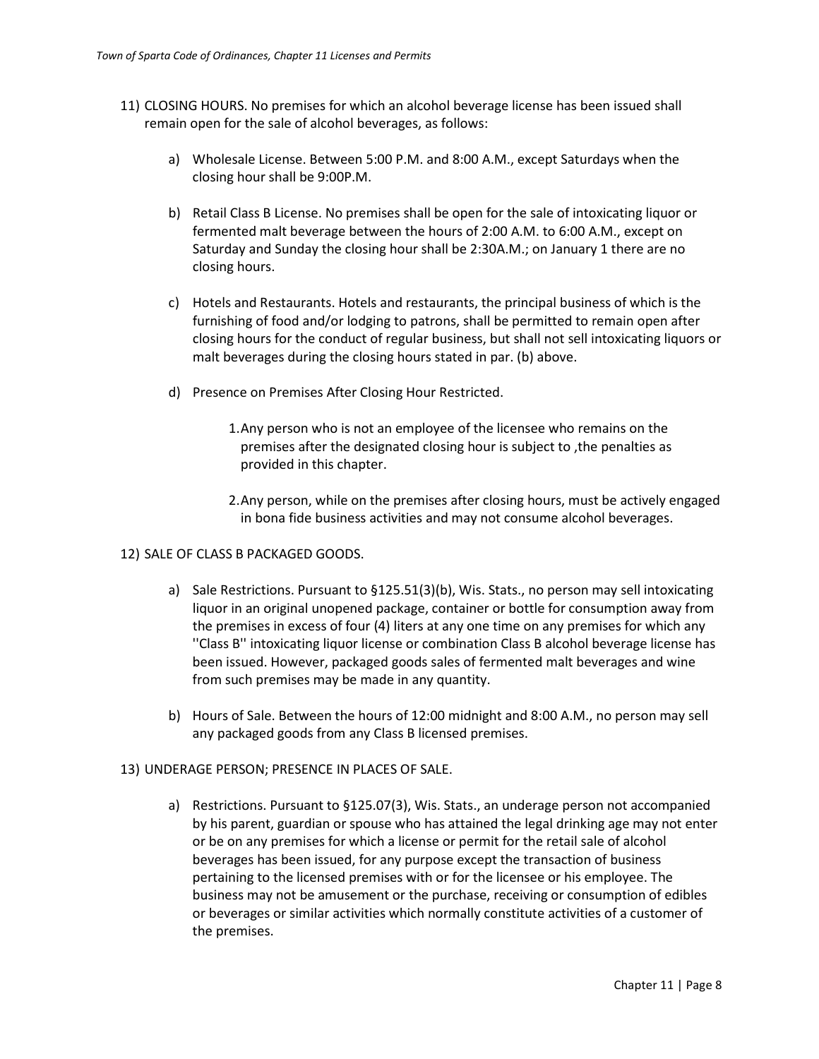11) CLOSING HOURS. No premises for which an alcohol beverage license has been issued shall remain open for the sale of alcohol beverages, as follows:

    a) Wholesale License. Between 5:00 P.M. and 8:00 A.M., except Saturdays when the closing hour shall be 9:00P.M.

    b) Retail Class B License. No premises shall be open for the sale of intoxicating liquor or fermented malt beverage between the hours of 2:00 A.M. to 6:00 A.M., except on Saturday and Sunday the closing hour shall be 2:30A.M.; on January 1 there are no closing hours.

    c) Hotels and Restaurants. Hotels and restaurants, the principal business of which is the furnishing of food and/or lodging to patrons, shall be permitted to remain open after closing hours for the conduct of regular business, but shall not sell intoxicating liquors or malt beverages during the closing hours stated in par. (b) above.

    d) Presence on Premises After Closing Hour Restricted.

        1. Any person who is not an employee of the licensee who remains on the premises after the designated closing hour is subject to ,the penalties as provided in this chapter.

        2. Any person, while on the premises after closing hours, must be actively engaged in bona fide business activities and may not consume alcohol beverages.

12) SALE OF CLASS B PACKAGED GOODS.

    a) Sale Restrictions. Pursuant to §125.51(3)(b), Wis. Stats., no person may sell intoxicating liquor in an original unopened package, container or bottle for consumption away from the premises in excess of four (4) liters at any one time on any premises for which any ''Class B'' intoxicating liquor license or combination Class B alcohol beverage license has been issued. However, packaged goods sales of fermented malt beverages and wine from such premises may be made in any quantity.

    b) Hours of Sale. Between the hours of 12:00 midnight and 8:00 A.M., no person may sell any packaged goods from any Class B licensed premises.

13) UNDERAGE PERSON; PRESENCE IN PLACES OF SALE.

    a) Restrictions. Pursuant to §125.07(3), Wis. Stats., an underage person not accompanied by his parent, guardian or spouse who has attained the legal drinking age may not enter or be on any premises for which a license or permit for the retail sale of alcohol beverages has been issued, for any purpose except the transaction of business pertaining to the licensed premises with or for the licensee or his employee. The business may not be amusement or the purchase, receiving or consumption of edibles or beverages or similar activities which normally constitute activities of a customer of the premises.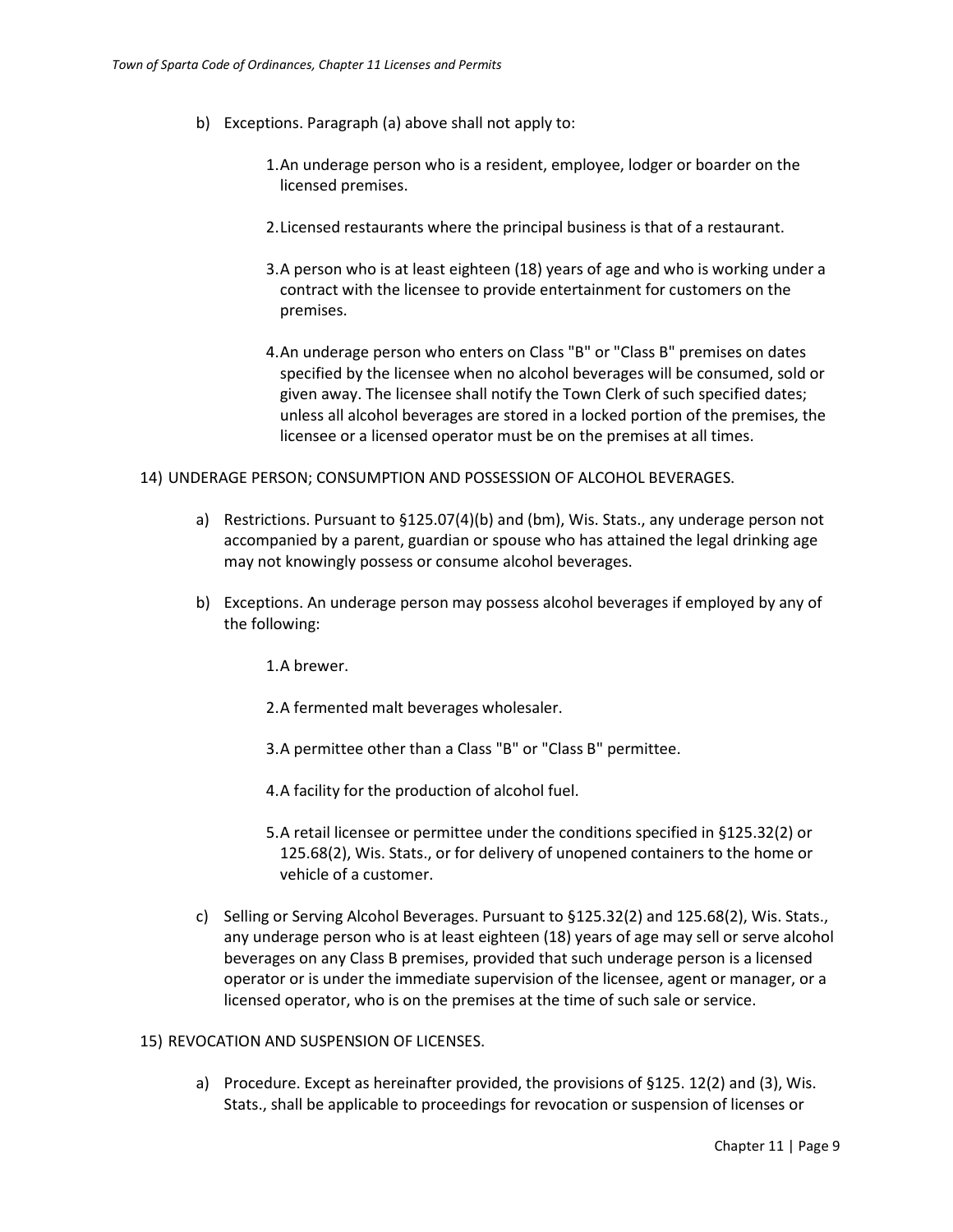b) Exceptions. Paragraph (a) above shall not apply to:

   1. An underage person who is a resident, employee, lodger or boarder on the licensed premises.

   2. Licensed restaurants where the principal business is that of a restaurant.

   3. A person who is at least eighteen (18) years of age and who is working under a contract with the licensee to provide entertainment for customers on the premises.

   4. An underage person who enters on Class "B" or "Class B" premises on dates specified by the licensee when no alcohol beverages will be consumed, sold or given away. The licensee shall notify the Town Clerk of such specified dates; unless all alcohol beverages are stored in a locked portion of the premises, the licensee or a licensed operator must be on the premises at all times.

14) UNDERAGE PERSON; CONSUMPTION AND POSSESSION OF ALCOHOL BEVERAGES.

a) Restrictions. Pursuant to §125.07(4)(b) and (bm), Wis. Stats., any underage person not accompanied by a parent, guardian or spouse who has attained the legal drinking age may not knowingly possess or consume alcohol beverages.

b) Exceptions. An underage person may possess alcohol beverages if employed by any of the following:

   1. A brewer.

   2. A fermented malt beverages wholesaler.

   3. A permittee other than a Class "B" or "Class B" permittee.

   4. A facility for the production of alcohol fuel.

   5. A retail licensee or permittee under the conditions specified in §125.32(2) or 125.68(2), Wis. Stats., or for delivery of unopened containers to the home or vehicle of a customer.

c) Selling or Serving Alcohol Beverages. Pursuant to §125.32(2) and 125.68(2), Wis. Stats., any underage person who is at least eighteen (18) years of age may sell or serve alcohol beverages on any Class B premises, provided that such underage person is a licensed operator or is under the immediate supervision of the licensee, agent or manager, or a licensed operator, who is on the premises at the time of such sale or service.

15) REVOCATION AND SUSPENSION OF LICENSES.

a) Procedure. Except as hereinafter provided, the provisions of §125. 12(2) and (3), Wis. Stats., shall be applicable to proceedings for revocation or suspension of licenses or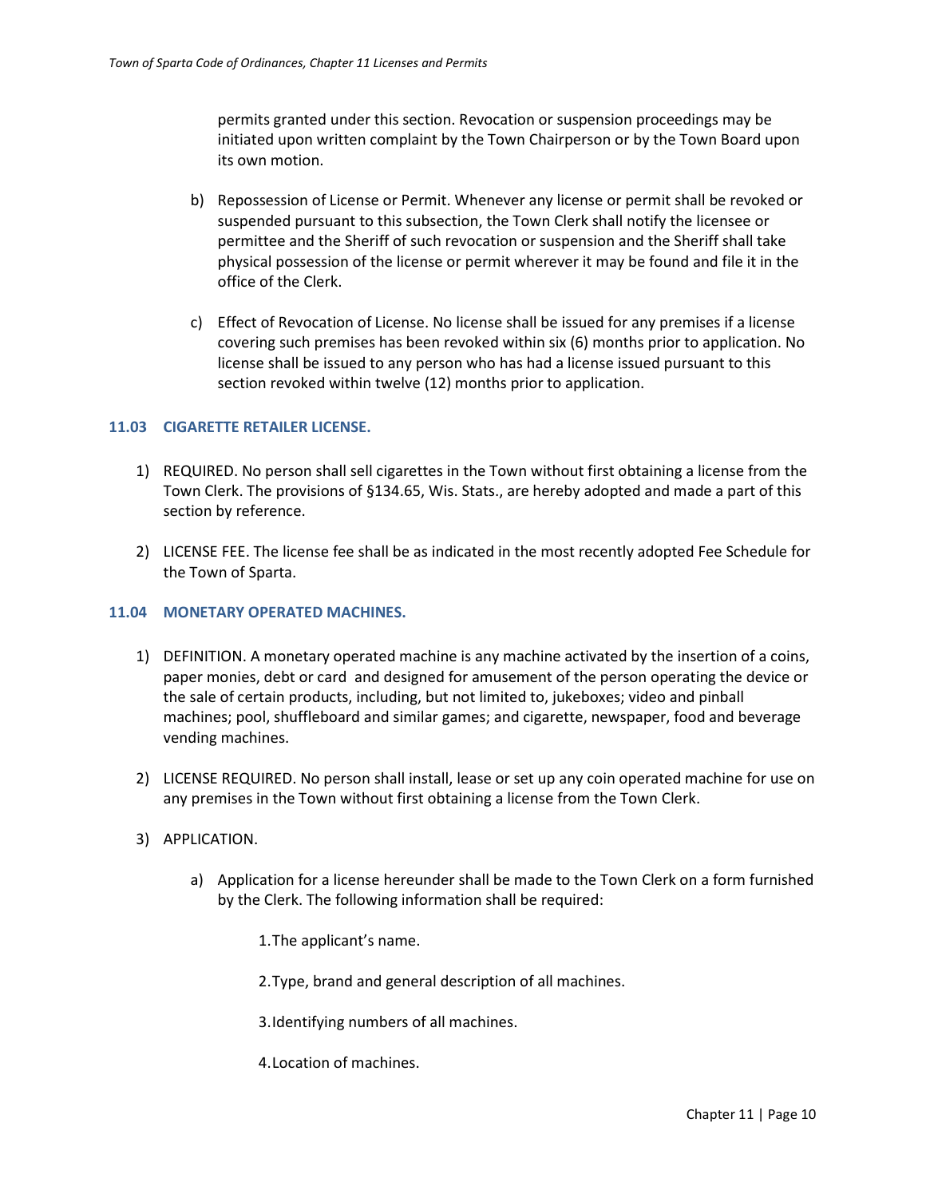permits granted under this section. Revocation or suspension proceedings may be initiated upon written complaint by the Town Chairperson or by the Town Board upon its own motion.

b) Repossession of License or Permit. Whenever any license or permit shall be revoked or suspended pursuant to this subsection, the Town Clerk shall notify the licensee or permittee and the Sheriff of such revocation or suspension and the Sheriff shall take physical possession of the license or permit wherever it may be found and file it in the office of the Clerk.

c) Effect of Revocation of License. No license shall be issued for any premises if a license covering such premises has been revoked within six (6) months prior to application. No license shall be issued to any person who has had a license issued pursuant to this section revoked within twelve (12) months prior to application.

### 11.03 CIGARETTE RETAILER LICENSE.

1) REQUIRED. No person shall sell cigarettes in the Town without first obtaining a license from the Town Clerk. The provisions of §134.65, Wis. Stats., are hereby adopted and made a part of this section by reference.

2) LICENSE FEE. The license fee shall be as indicated in the most recently adopted Fee Schedule for the Town of Sparta.

### 11.04 MONETARY OPERATED MACHINES.

1) DEFINITION. A monetary operated machine is any machine activated by the insertion of a coins, paper monies, debt or card and designed for amusement of the person operating the device or the sale of certain products, including, but not limited to, jukeboxes; video and pinball machines; pool, shuffleboard and similar games; and cigarette, newspaper, food and beverage vending machines.

2) LICENSE REQUIRED. No person shall install, lease or set up any coin operated machine for use on any premises in the Town without first obtaining a license from the Town Clerk.

3) APPLICATION.

a) Application for a license hereunder shall be made to the Town Clerk on a form furnished by the Clerk. The following information shall be required:

1. The applicant's name.

2. Type, brand and general description of all machines.

3. Identifying numbers of all machines.

4. Location of machines.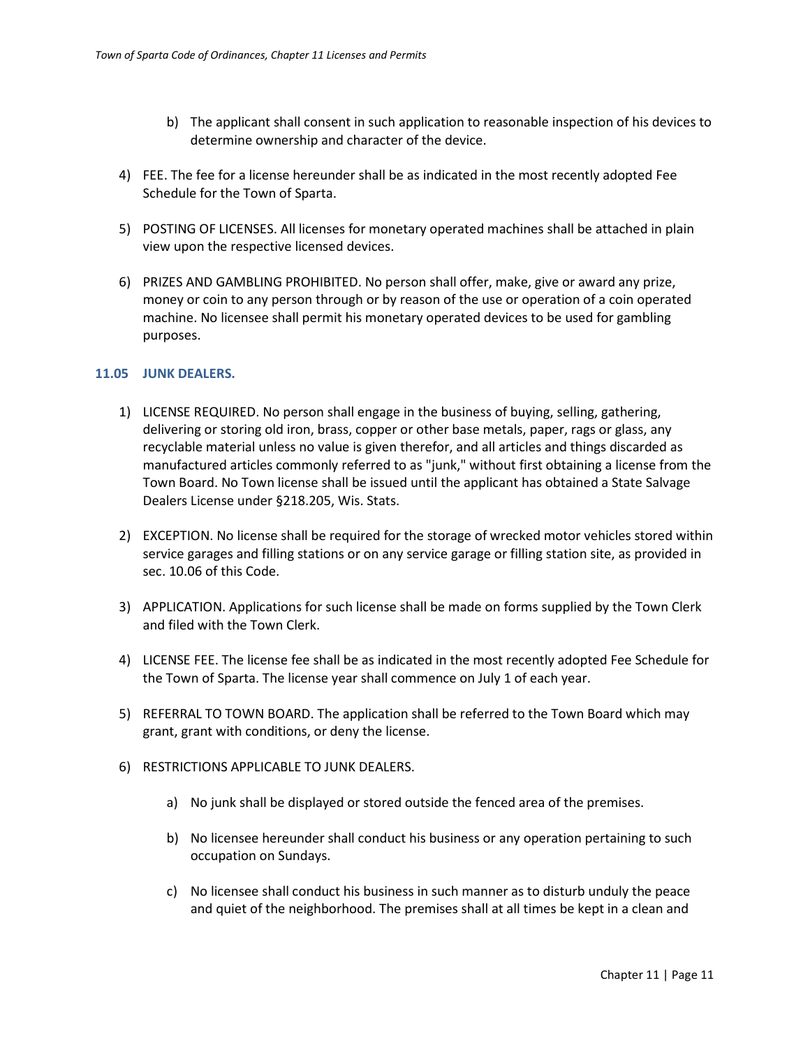b) The applicant shall consent in such application to reasonable inspection of his devices to determine ownership and character of the device.

4) FEE. The fee for a license hereunder shall be as indicated in the most recently adopted Fee Schedule for the Town of Sparta.

5) POSTING OF LICENSES. All licenses for monetary operated machines shall be attached in plain view upon the respective licensed devices.

6) PRIZES AND GAMBLING PROHIBITED. No person shall offer, make, give or award any prize, money or coin to any person through or by reason of the use or operation of a coin operated machine. No licensee shall permit his monetary operated devices to be used for gambling purposes.

### 11.05 JUNK DEALERS.

1) LICENSE REQUIRED. No person shall engage in the business of buying, selling, gathering, delivering or storing old iron, brass, copper or other base metals, paper, rags or glass, any recyclable material unless no value is given therefor, and all articles and things discarded as manufactured articles commonly referred to as "junk," without first obtaining a license from the Town Board. No Town license shall be issued until the applicant has obtained a State Salvage Dealers License under §218.205, Wis. Stats.

2) EXCEPTION. No license shall be required for the storage of wrecked motor vehicles stored within service garages and filling stations or on any service garage or filling station site, as provided in sec. 10.06 of this Code.

3) APPLICATION. Applications for such license shall be made on forms supplied by the Town Clerk and filed with the Town Clerk.

4) LICENSE FEE. The license fee shall be as indicated in the most recently adopted Fee Schedule for the Town of Sparta. The license year shall commence on July 1 of each year.

5) REFERRAL TO TOWN BOARD. The application shall be referred to the Town Board which may grant, grant with conditions, or deny the license.

6) RESTRICTIONS APPLICABLE TO JUNK DEALERS.

   a) No junk shall be displayed or stored outside the fenced area of the premises.

   b) No licensee hereunder shall conduct his business or any operation pertaining to such occupation on Sundays.

   c) No licensee shall conduct his business in such manner as to disturb unduly the peace and quiet of the neighborhood. The premises shall at all times be kept in a clean and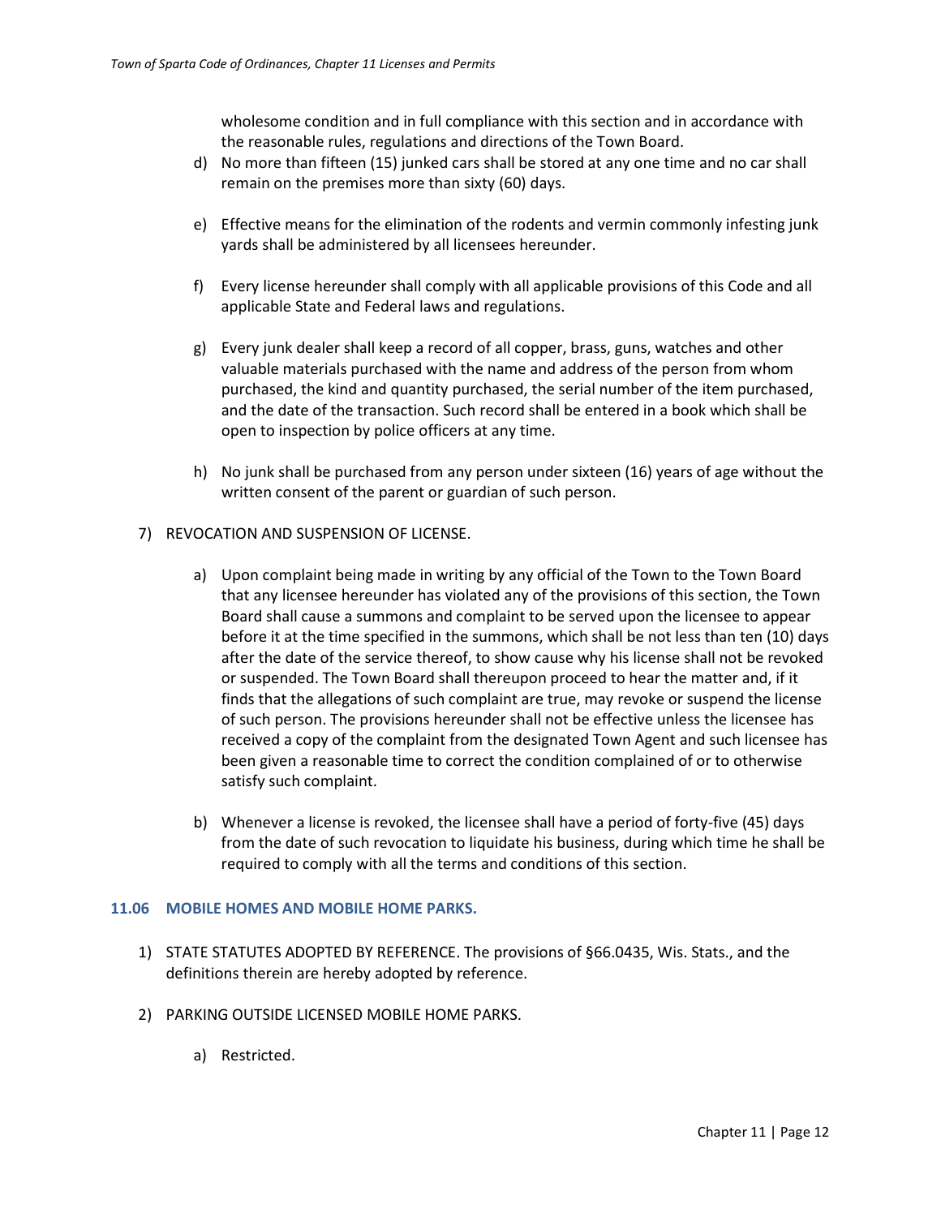wholesome condition and in full compliance with this section and in accordance with the reasonable rules, regulations and directions of the Town Board.

d) No more than fifteen (15) junked cars shall be stored at any one time and no car shall remain on the premises more than sixty (60) days.

e) Effective means for the elimination of the rodents and vermin commonly infesting junk yards shall be administered by all licensees hereunder.

f) Every license hereunder shall comply with all applicable provisions of this Code and all applicable State and Federal laws and regulations.

g) Every junk dealer shall keep a record of all copper, brass, guns, watches and other valuable materials purchased with the name and address of the person from whom purchased, the kind and quantity purchased, the serial number of the item purchased, and the date of the transaction. Such record shall be entered in a book which shall be open to inspection by police officers at any time.

h) No junk shall be purchased from any person under sixteen (16) years of age without the written consent of the parent or guardian of such person.

7) REVOCATION AND SUSPENSION OF LICENSE.

a) Upon complaint being made in writing by any official of the Town to the Town Board that any licensee hereunder has violated any of the provisions of this section, the Town Board shall cause a summons and complaint to be served upon the licensee to appear before it at the time specified in the summons, which shall be not less than ten (10) days after the date of the service thereof, to show cause why his license shall not be revoked or suspended. The Town Board shall thereupon proceed to hear the matter and, if it finds that the allegations of such complaint are true, may revoke or suspend the license of such person. The provisions hereunder shall not be effective unless the licensee has received a copy of the complaint from the designated Town Agent and such licensee has been given a reasonable time to correct the condition complained of or to otherwise satisfy such complaint.

b) Whenever a license is revoked, the licensee shall have a period of forty-five (45) days from the date of such revocation to liquidate his business, during which time he shall be required to comply with all the terms and conditions of this section.

## 11.06 MOBILE HOMES AND MOBILE HOME PARKS.

1) STATE STATUTES ADOPTED BY REFERENCE. The provisions of §66.0435, Wis. Stats., and the definitions therein are hereby adopted by reference.

2) PARKING OUTSIDE LICENSED MOBILE HOME PARKS.

a) Restricted.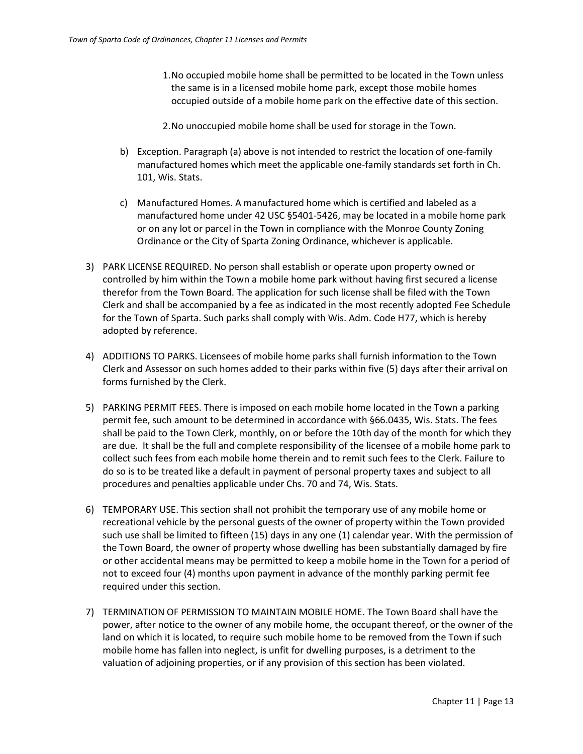1. No occupied mobile home shall be permitted to be located in the Town unless the same is in a licensed mobile home park, except those mobile homes occupied outside of a mobile home park on the effective date of this section.

2. No unoccupied mobile home shall be used for storage in the Town.

b) Exception. Paragraph (a) above is not intended to restrict the location of one-family manufactured homes which meet the applicable one-family standards set forth in Ch. 101, Wis. Stats.

c) Manufactured Homes. A manufactured home which is certified and labeled as a manufactured home under 42 USC §5401-5426, may be located in a mobile home park or on any lot or parcel in the Town in compliance with the Monroe County Zoning Ordinance or the City of Sparta Zoning Ordinance, whichever is applicable.

3) PARK LICENSE REQUIRED. No person shall establish or operate upon property owned or controlled by him within the Town a mobile home park without having first secured a license therefor from the Town Board. The application for such license shall be filed with the Town Clerk and shall be accompanied by a fee as indicated in the most recently adopted Fee Schedule for the Town of Sparta. Such parks shall comply with Wis. Adm. Code H77, which is hereby adopted by reference.

4) ADDITIONS TO PARKS. Licensees of mobile home parks shall furnish information to the Town Clerk and Assessor on such homes added to their parks within five (5) days after their arrival on forms furnished by the Clerk.

5) PARKING PERMIT FEES. There is imposed on each mobile home located in the Town a parking permit fee, such amount to be determined in accordance with §66.0435, Wis. Stats. The fees shall be paid to the Town Clerk, monthly, on or before the 10th day of the month for which they are due. It shall be the full and complete responsibility of the licensee of a mobile home park to collect such fees from each mobile home therein and to remit such fees to the Clerk. Failure to do so is to be treated like a default in payment of personal property taxes and subject to all procedures and penalties applicable under Chs. 70 and 74, Wis. Stats.

6) TEMPORARY USE. This section shall not prohibit the temporary use of any mobile home or recreational vehicle by the personal guests of the owner of property within the Town provided such use shall be limited to fifteen (15) days in any one (1) calendar year. With the permission of the Town Board, the owner of property whose dwelling has been substantially damaged by fire or other accidental means may be permitted to keep a mobile home in the Town for a period of not to exceed four (4) months upon payment in advance of the monthly parking permit fee required under this section.

7) TERMINATION OF PERMISSION TO MAINTAIN MOBILE HOME. The Town Board shall have the power, after notice to the owner of any mobile home, the occupant thereof, or the owner of the land on which it is located, to require such mobile home to be removed from the Town if such mobile home has fallen into neglect, is unfit for dwelling purposes, is a detriment to the valuation of adjoining properties, or if any provision of this section has been violated.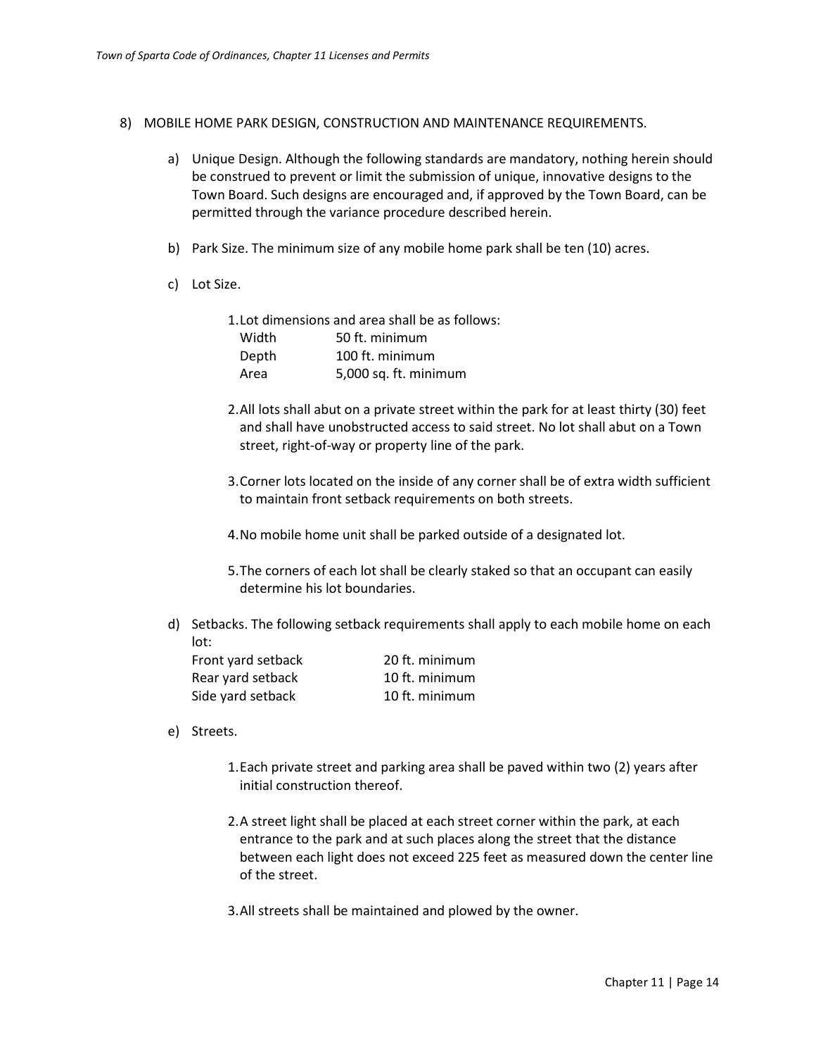8) MOBILE HOME PARK DESIGN, CONSTRUCTION AND MAINTENANCE REQUIREMENTS.

   a) Unique Design. Although the following standards are mandatory, nothing herein should be construed to prevent or limit the submission of unique, innovative designs to the Town Board. Such designs are encouraged and, if approved by the Town Board, can be permitted through the variance procedure described herein.

   b) Park Size. The minimum size of any mobile home park shall be ten (10) acres.

   c) Lot Size.

      1. Lot dimensions and area shall be as follows:

         | | |
         |---|---|
         | Width | 50 ft. minimum |
         | Depth | 100 ft. minimum |
         | Area | 5,000 sq. ft. minimum |

      2. All lots shall abut on a private street within the park for at least thirty (30) feet and shall have unobstructed access to said street. No lot shall abut on a Town street, right-of-way or property line of the park.

      3. Corner lots located on the inside of any corner shall be of extra width sufficient to maintain front setback requirements on both streets.

      4. No mobile home unit shall be parked outside of a designated lot.

      5. The corners of each lot shall be clearly staked so that an occupant can easily determine his lot boundaries.

   d) Setbacks. The following setback requirements shall apply to each mobile home on each lot:

      | | |
      |---|---|
      | Front yard setback | 20 ft. minimum |
      | Rear yard setback | 10 ft. minimum |
      | Side yard setback | 10 ft. minimum |

   e) Streets.

      1. Each private street and parking area shall be paved within two (2) years after initial construction thereof.

      2. A street light shall be placed at each street corner within the park, at each entrance to the park and at such places along the street that the distance between each light does not exceed 225 feet as measured down the center line of the street.

      3. All streets shall be maintained and plowed by the owner.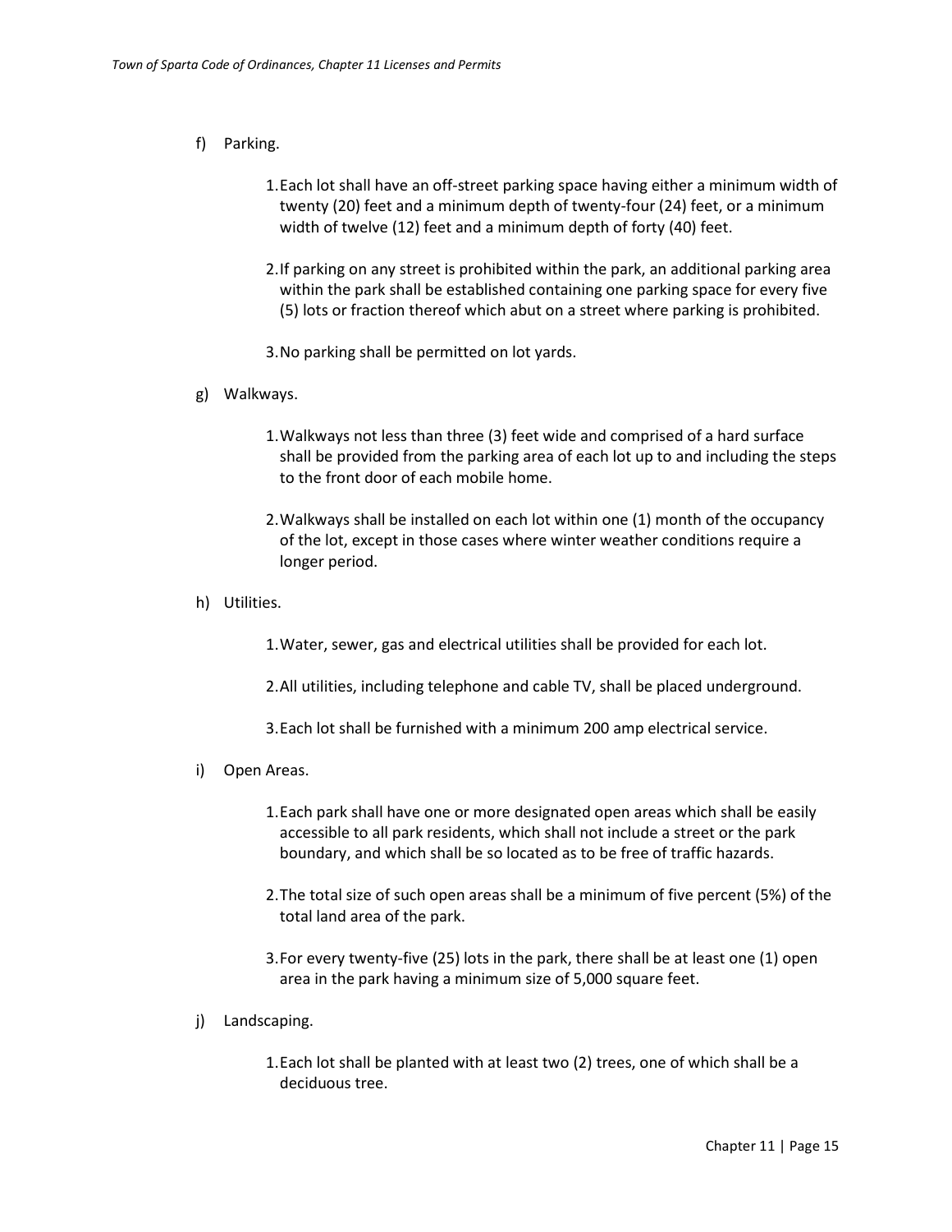f) Parking.

1. Each lot shall have an off-street parking space having either a minimum width of twenty (20) feet and a minimum depth of twenty-four (24) feet, or a minimum width of twelve (12) feet and a minimum depth of forty (40) feet.

2. If parking on any street is prohibited within the park, an additional parking area within the park shall be established containing one parking space for every five (5) lots or fraction thereof which abut on a street where parking is prohibited.

3. No parking shall be permitted on lot yards.

g) Walkways.

1. Walkways not less than three (3) feet wide and comprised of a hard surface shall be provided from the parking area of each lot up to and including the steps to the front door of each mobile home.

2. Walkways shall be installed on each lot within one (1) month of the occupancy of the lot, except in those cases where winter weather conditions require a longer period.

h) Utilities.

1. Water, sewer, gas and electrical utilities shall be provided for each lot.

2. All utilities, including telephone and cable TV, shall be placed underground.

3. Each lot shall be furnished with a minimum 200 amp electrical service.

i) Open Areas.

1. Each park shall have one or more designated open areas which shall be easily accessible to all park residents, which shall not include a street or the park boundary, and which shall be so located as to be free of traffic hazards.

2. The total size of such open areas shall be a minimum of five percent (5%) of the total land area of the park.

3. For every twenty-five (25) lots in the park, there shall be at least one (1) open area in the park having a minimum size of 5,000 square feet.

j) Landscaping.

1. Each lot shall be planted with at least two (2) trees, one of which shall be a deciduous tree.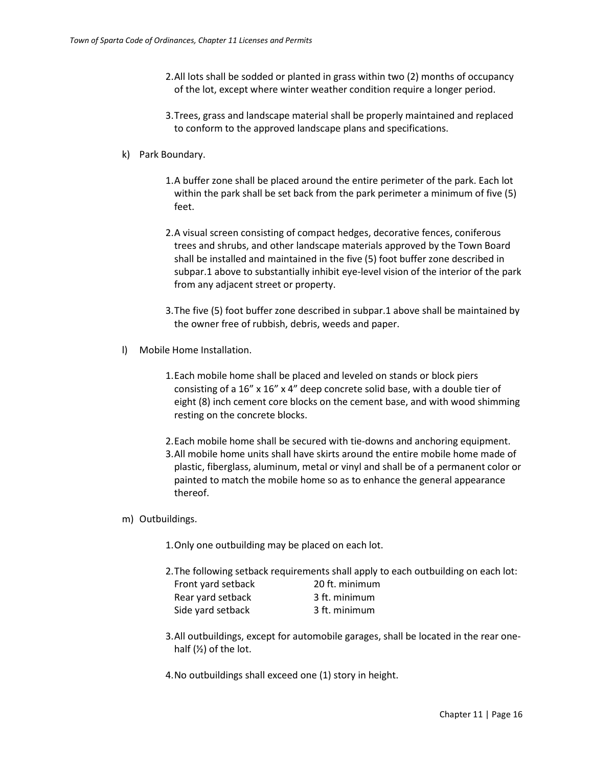2. All lots shall be sodded or planted in grass within two (2) months of occupancy of the lot, except where winter weather condition require a longer period.

3. Trees, grass and landscape material shall be properly maintained and replaced to conform to the approved landscape plans and specifications.

k) Park Boundary.

1. A buffer zone shall be placed around the entire perimeter of the park. Each lot within the park shall be set back from the park perimeter a minimum of five (5) feet.

2. A visual screen consisting of compact hedges, decorative fences, coniferous trees and shrubs, and other landscape materials approved by the Town Board shall be installed and maintained in the five (5) foot buffer zone described in subpar.1 above to substantially inhibit eye-level vision of the interior of the park from any adjacent street or property.

3. The five (5) foot buffer zone described in subpar.1 above shall be maintained by the owner free of rubbish, debris, weeds and paper.

l) Mobile Home Installation.

1. Each mobile home shall be placed and leveled on stands or block piers consisting of a 16” x 16” x 4” deep concrete solid base, with a double tier of eight (8) inch cement core blocks on the cement base, and with wood shimming resting on the concrete blocks.

2. Each mobile home shall be secured with tie-downs and anchoring equipment.

3. All mobile home units shall have skirts around the entire mobile home made of plastic, fiberglass, aluminum, metal or vinyl and shall be of a permanent color or painted to match the mobile home so as to enhance the general appearance thereof.

m) Outbuildings.

1. Only one outbuilding may be placed on each lot.

2. The following setback requirements shall apply to each outbuilding on each lot:

| | |
|---|---|
| Front yard setback | 20 ft. minimum |
| Rear yard setback | 3 ft. minimum |
| Side yard setback | 3 ft. minimum |

3. All outbuildings, except for automobile garages, shall be located in the rear one-half (½) of the lot.

4. No outbuildings shall exceed one (1) story in height.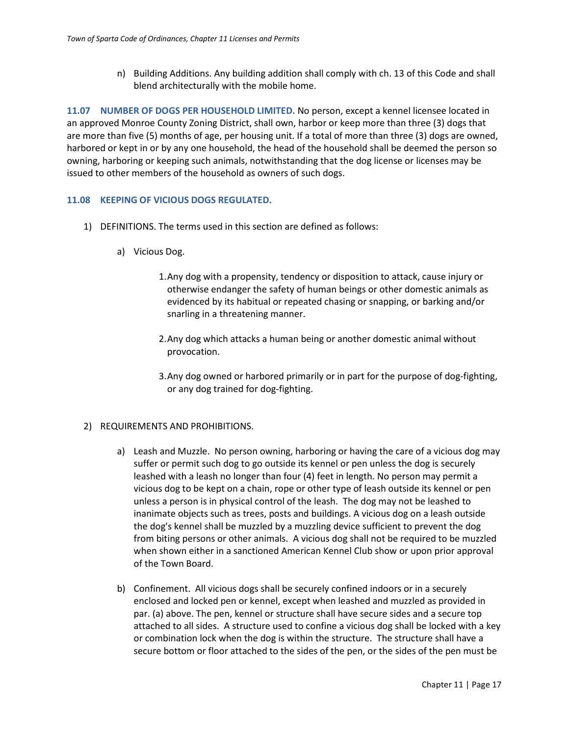n) Building Additions. Any building addition shall comply with ch. 13 of this Code and shall blend architecturally with the mobile home.

**11.07 NUMBER OF DOGS PER HOUSEHOLD LIMITED.** No person, except a kennel licensee located in an approved Monroe County Zoning District, shall own, harbor or keep more than three (3) dogs that are more than five (5) months of age, per housing unit. If a total of more than three (3) dogs are owned, harbored or kept in or by any one household, the head of the household shall be deemed the person so owning, harboring or keeping such animals, notwithstanding that the dog license or licenses may be issued to other members of the household as owners of such dogs.

## 11.08 KEEPING OF VICIOUS DOGS REGULATED.

1) DEFINITIONS. The terms used in this section are defined as follows:

   a) Vicious Dog.

      1. Any dog with a propensity, tendency or disposition to attack, cause injury or otherwise endanger the safety of human beings or other domestic animals as evidenced by its habitual or repeated chasing or snapping, or barking and/or snarling in a threatening manner.

      2. Any dog which attacks a human being or another domestic animal without provocation.

      3. Any dog owned or harbored primarily or in part for the purpose of dog-fighting, or any dog trained for dog-fighting.

2) REQUIREMENTS AND PROHIBITIONS.

   a) Leash and Muzzle. No person owning, harboring or having the care of a vicious dog may suffer or permit such dog to go outside its kennel or pen unless the dog is securely leashed with a leash no longer than four (4) feet in length. No person may permit a vicious dog to be kept on a chain, rope or other type of leash outside its kennel or pen unless a person is in physical control of the leash. The dog may not be leashed to inanimate objects such as trees, posts and buildings. A vicious dog on a leash outside the dog's kennel shall be muzzled by a muzzling device sufficient to prevent the dog from biting persons or other animals. A vicious dog shall not be required to be muzzled when shown either in a sanctioned American Kennel Club show or upon prior approval of the Town Board.

   b) Confinement. All vicious dogs shall be securely confined indoors or in a securely enclosed and locked pen or kennel, except when leashed and muzzled as provided in par. (a) above. The pen, kennel or structure shall have secure sides and a secure top attached to all sides. A structure used to confine a vicious dog shall be locked with a key or combination lock when the dog is within the structure. The structure shall have a secure bottom or floor attached to the sides of the pen, or the sides of the pen must be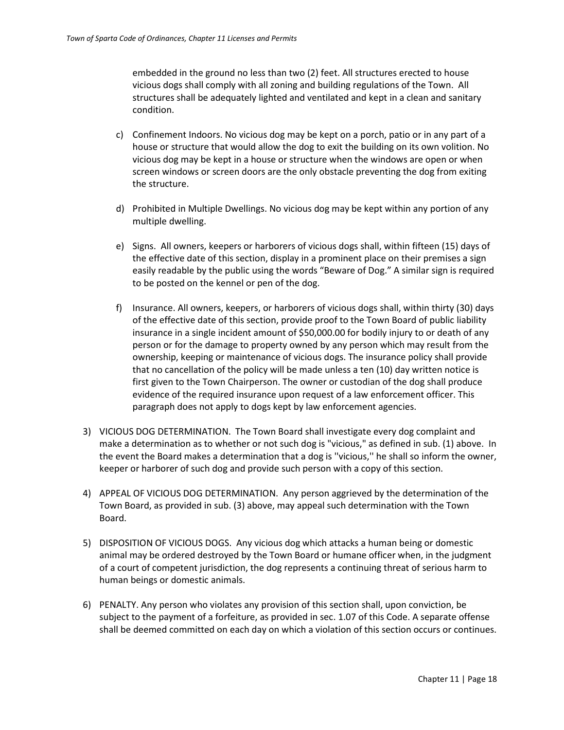embedded in the ground no less than two (2) feet. All structures erected to house vicious dogs shall comply with all zoning and building regulations of the Town. All structures shall be adequately lighted and ventilated and kept in a clean and sanitary condition.

c) Confinement Indoors. No vicious dog may be kept on a porch, patio or in any part of a house or structure that would allow the dog to exit the building on its own volition. No vicious dog may be kept in a house or structure when the windows are open or when screen windows or screen doors are the only obstacle preventing the dog from exiting the structure.

d) Prohibited in Multiple Dwellings. No vicious dog may be kept within any portion of any multiple dwelling.

e) Signs. All owners, keepers or harborers of vicious dogs shall, within fifteen (15) days of the effective date of this section, display in a prominent place on their premises a sign easily readable by the public using the words "Beware of Dog." A similar sign is required to be posted on the kennel or pen of the dog.

f) Insurance. All owners, keepers, or harborers of vicious dogs shall, within thirty (30) days of the effective date of this section, provide proof to the Town Board of public liability insurance in a single incident amount of $50,000.00 for bodily injury to or death of any person or for the damage to property owned by any person which may result from the ownership, keeping or maintenance of vicious dogs. The insurance policy shall provide that no cancellation of the policy will be made unless a ten (10) day written notice is first given to the Town Chairperson. The owner or custodian of the dog shall produce evidence of the required insurance upon request of a law enforcement officer. This paragraph does not apply to dogs kept by law enforcement agencies.

3) VICIOUS DOG DETERMINATION. The Town Board shall investigate every dog complaint and make a determination as to whether or not such dog is "vicious," as defined in sub. (1) above. In the event the Board makes a determination that a dog is ''vicious,'' he shall so inform the owner, keeper or harborer of such dog and provide such person with a copy of this section.

4) APPEAL OF VICIOUS DOG DETERMINATION. Any person aggrieved by the determination of the Town Board, as provided in sub. (3) above, may appeal such determination with the Town Board.

5) DISPOSITION OF VICIOUS DOGS. Any vicious dog which attacks a human being or domestic animal may be ordered destroyed by the Town Board or humane officer when, in the judgment of a court of competent jurisdiction, the dog represents a continuing threat of serious harm to human beings or domestic animals.

6) PENALTY. Any person who violates any provision of this section shall, upon conviction, be subject to the payment of a forfeiture, as provided in sec. 1.07 of this Code. A separate offense shall be deemed committed on each day on which a violation of this section occurs or continues.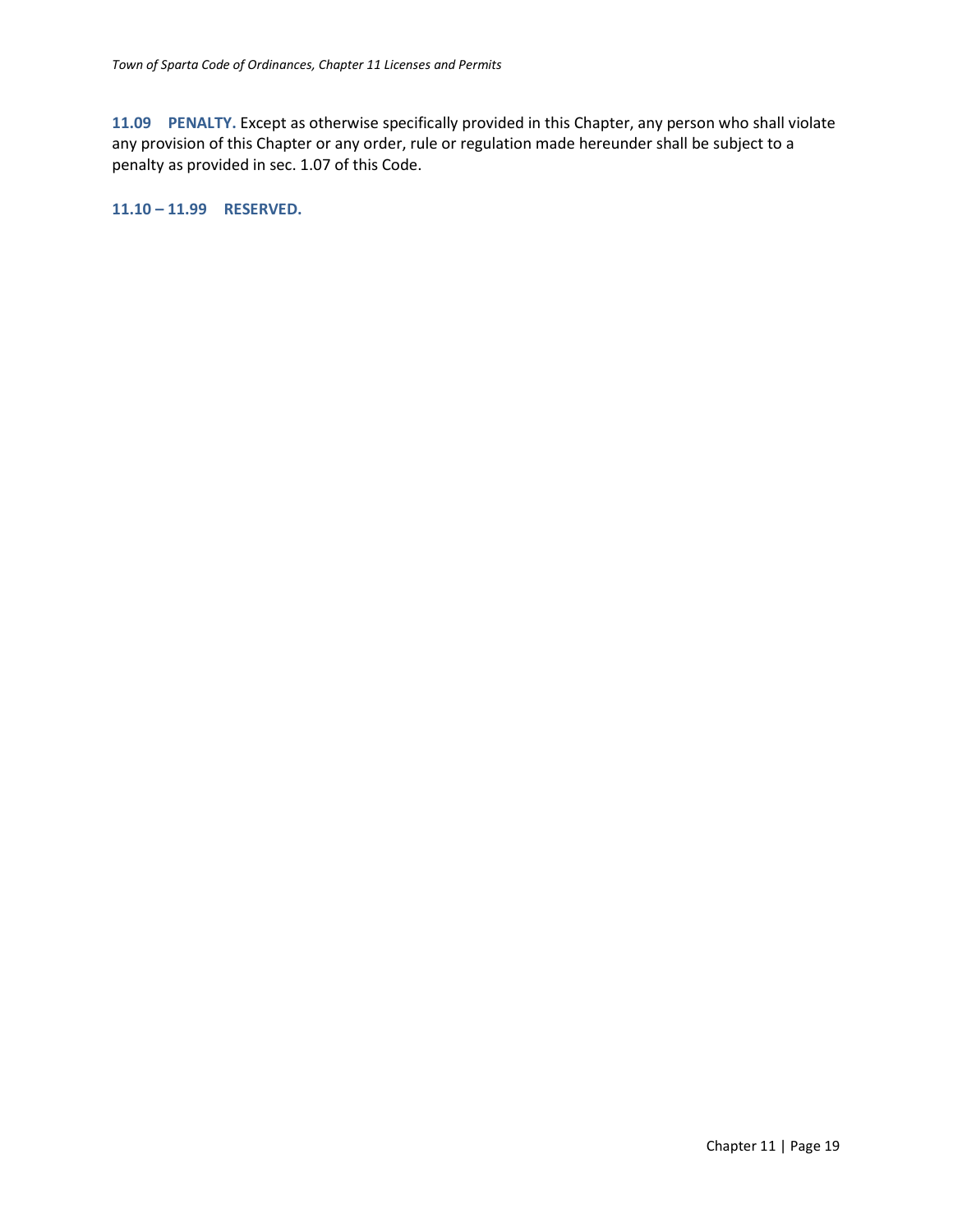**11.09 PENALTY.** Except as otherwise specifically provided in this Chapter, any person who shall violate any provision of this Chapter or any order, rule or regulation made hereunder shall be subject to a penalty as provided in sec. 1.07 of this Code.

**11.10 – 11.99 RESERVED.**